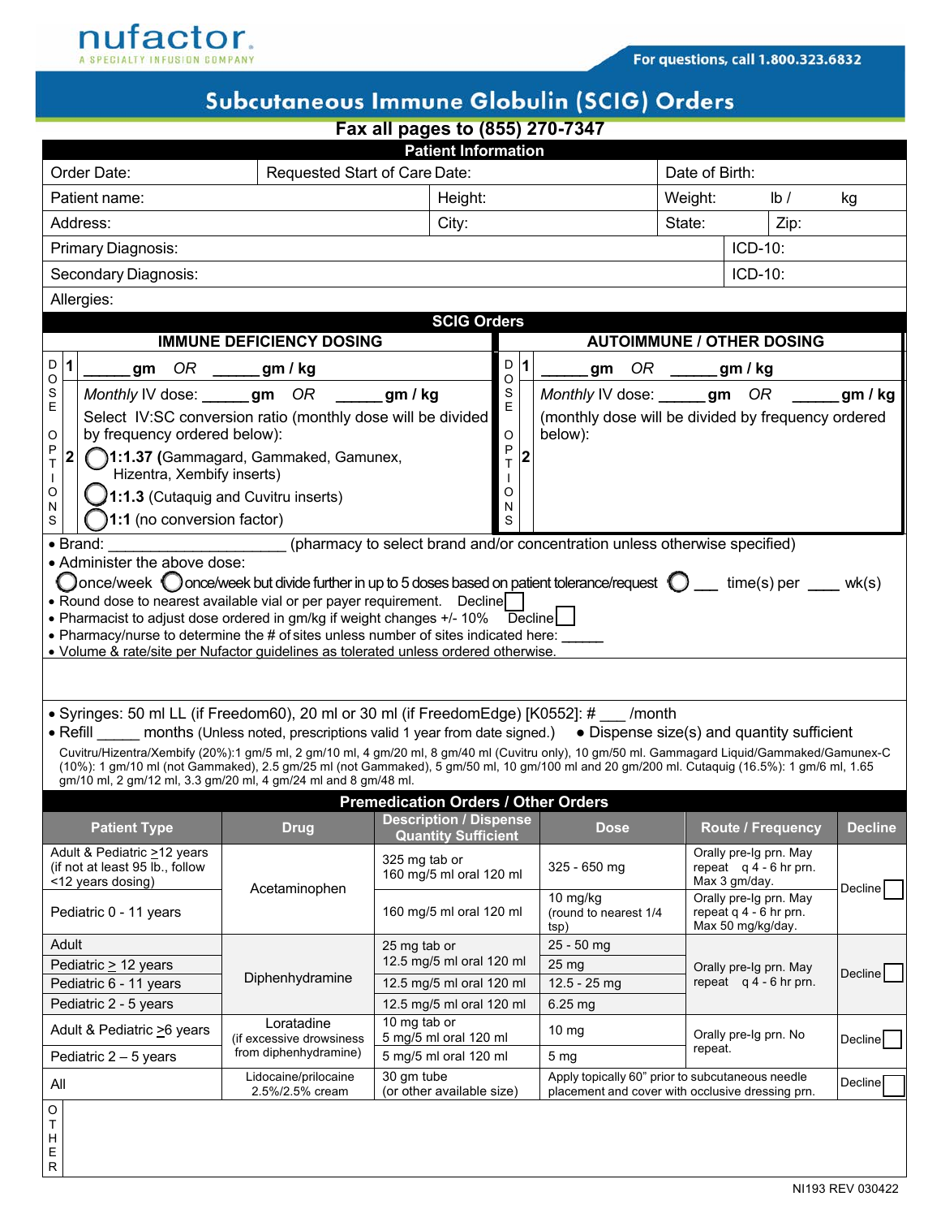nufactor
A SPECIALTY INFUSION COMPANY

For questions, call 1.800.323.6832

# Subcutaneous Immune Globulin (SCIG) Orders

**Fax all pages to (855) 270-7347**

## Patient Information

| Order Date: | Requested Start of Care Date: | | Date of Birth: | |
|---|---|---|---|---|
| Patient name: | | Height: | Weight: lb / kg | |
| Address: | | City: | State: | Zip: |
| Primary Diagnosis: | | | | ICD-10: |
| Secondary Diagnosis: | | | | ICD-10: |
| Allergies: | | | | |

## SCIG Orders

| | IMMUNE DEFICIENCY DOSING | | AUTOIMMUNE / OTHER DOSING |
|---|---|---|---|
| DOSE OPTIONS 1 | _____ gm OR _____ gm / kg | DOSE OPTIONS 1 | _____ gm OR _____ gm / kg |
| DOSE OPTIONS 2 | *Monthly* IV dose: _____ gm OR _____ gm / kg<br>Select IV:SC conversion ratio (monthly dose will be divided by frequency ordered below):<br>◯ **1:1.37** (Gammagard, Gammaked, Gamunex, Hizentra, Xembify inserts)<br>◯ **1:1.3** (Cutaquig and Cuvitru inserts)<br>◯ **1:1** (no conversion factor) | DOSE OPTIONS 2 | *Monthly* IV dose: _____ gm OR _____ gm / kg<br>(monthly dose will be divided by frequency ordered below): |

- Brand: ____________________ (pharmacy to select brand and/or concentration unless otherwise specified)
- Administer the above dose:
  ◯ once/week ◯ once/week but divide further in up to 5 doses based on patient tolerance/request ◯ ___ time(s) per ___ wk(s)
- Round dose to nearest available vial or per payer requirement. Decline ☐
- Pharmacist to adjust dose ordered in gm/kg if weight changes +/- 10% Decline ☐
- Pharmacy/nurse to determine the # of sites unless number of sites indicated here: _____
- Volume & rate/site per Nufactor guidelines as tolerated unless ordered otherwise.

- Syringes: 50 ml LL (if Freedom60), 20 ml or 30 ml (if FreedomEdge) [K0552]: # ___ /month
- Refill _____ months (Unless noted, prescriptions valid 1 year from date signed.) • Dispense size(s) and quantity sufficient

Cuvitru/Hizentra/Xembify (20%):1 gm/5 ml, 2 gm/10 ml, 4 gm/20 ml, 8 gm/40 ml (Cuvitru only), 10 gm/50 ml. Gammagard Liquid/Gammaked/Gamunex-C (10%): 1 gm/10 ml (not Gammaked), 2.5 gm/25 ml (not Gammaked), 5 gm/50 ml, 10 gm/100 ml and 20 gm/200 ml. Cutaquig (16.5%): 1 gm/6 ml, 1.65 gm/10 ml, 2 gm/12 ml, 3.3 gm/20 ml, 4 gm/24 ml and 8 gm/48 ml.

## Premedication Orders / Other Orders

| Patient Type | Drug | Description / Dispense Quantity Sufficient | Dose | Route / Frequency | Decline |
|---|---|---|---|---|---|
| Adult & Pediatric ≥12 years (if not at least 95 lb., follow <12 years dosing) | Acetaminophen | 325 mg tab or 160 mg/5 ml oral 120 ml | 325 - 650 mg | Orally pre-Ig prn. May repeat q 4 - 6 hr prn. Max 3 gm/day. | Decline ☐ |
| Pediatric 0 - 11 years | | 160 mg/5 ml oral 120 ml | 10 mg/kg (round to nearest 1/4 tsp) | Orally pre-Ig prn. May repeat q 4 - 6 hr prn. Max 50 mg/kg/day. | |
| Adult | Diphenhydramine | 25 mg tab or 12.5 mg/5 ml oral 120 ml | 25 - 50 mg | Orally pre-Ig prn. May repeat q 4 - 6 hr prn. | Decline ☐ |
| Pediatric ≥ 12 years | | | 25 mg | | |
| Pediatric 6 - 11 years | | 12.5 mg/5 ml oral 120 ml | 12.5 - 25 mg | | |
| Pediatric 2 - 5 years | | 12.5 mg/5 ml oral 120 ml | 6.25 mg | | |
| Adult & Pediatric ≥6 years | Loratadine (if excessive drowsiness from diphenhydramine) | 10 mg tab or 5 mg/5 ml oral 120 ml | 10 mg | Orally pre-Ig prn. No repeat. | Decline ☐ |
| Pediatric 2 – 5 years | | 5 mg/5 ml oral 120 ml | 5 mg | | |
| All | Lidocaine/prilocaine 2.5%/2.5% cream | 30 gm tube (or other available size) | Apply topically 60" prior to subcutaneous needle placement and cover with occlusive dressing prn. | | Decline ☐ |

OTHER

NI193 REV 030422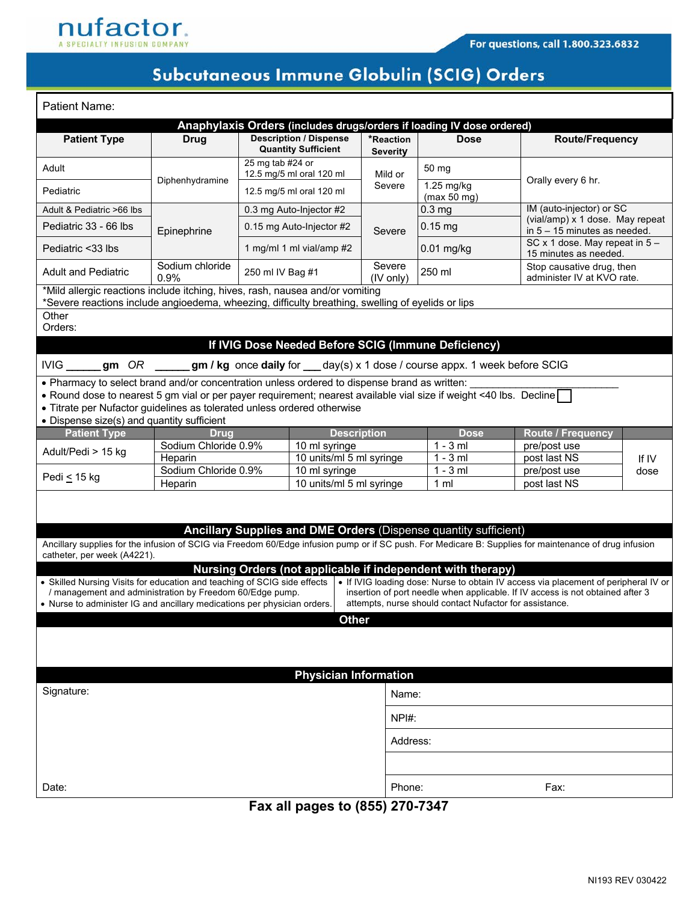nufactor.
A SPECIALTY INFUSION COMPANY

For questions, call 1.800.323.6832

# Subcutaneous Immune Globulin (SCIG) Orders

Patient Name:

## Anaphylaxis Orders (includes drugs/orders if loading IV dose ordered)

| Patient Type | Drug | Description / Dispense Quantity Sufficient | *Reaction Severity | Dose | Route/Frequency |
|---|---|---|---|---|---|
| Adult | Diphenhydramine | 25 mg tab #24 or 12.5 mg/5 ml oral 120 ml | Mild or Severe | 50 mg | Orally every 6 hr. |
| Pediatric | Diphenhydramine | 12.5 mg/5 ml oral 120 ml | Mild or Severe | 1.25 mg/kg (max 50 mg) | Orally every 6 hr. |
| Adult & Pediatric >66 lbs | Epinephrine | 0.3 mg Auto-Injector #2 | Severe | 0.3 mg | IM (auto-injector) or SC (vial/amp) x 1 dose. May repeat in 5 – 15 minutes as needed. |
| Pediatric 33 - 66 lbs | Epinephrine | 0.15 mg Auto-Injector #2 | Severe | 0.15 mg | IM (auto-injector) or SC (vial/amp) x 1 dose. May repeat in 5 – 15 minutes as needed. |
| Pediatric <33 lbs | Epinephrine | 1 mg/ml 1 ml vial/amp #2 | Severe | 0.01 mg/kg | SC x 1 dose. May repeat in 5 – 15 minutes as needed. |
| Adult and Pediatric | Sodium chloride 0.9% | 250 ml IV Bag #1 | Severe (IV only) | 250 ml | Stop causative drug, then administer IV at KVO rate. |

*Mild allergic reactions include itching, hives, rash, nausea and/or vomiting
*Severe reactions include angioedema, wheezing, difficulty breathing, swelling of eyelids or lips

Other Orders:

## If IVIG Dose Needed Before SCIG (Immune Deficiency)

IVIG ______ **gm** *OR* ______ **gm / kg** once **daily** for ___ day(s) x 1 dose / course appx. 1 week before SCIG

- Pharmacy to select brand and/or concentration unless ordered to dispense brand as written: ________________________
- Round dose to nearest 5 gm vial or per payer requirement; nearest available vial size if weight <40 lbs. Decline ☐
- Titrate per Nufactor guidelines as tolerated unless ordered otherwise
- Dispense size(s) and quantity sufficient

| Patient Type | Drug | Description | Dose | Route / Frequency | |
|---|---|---|---|---|---|
| Adult/Pedi > 15 kg | Sodium Chloride 0.9% | 10 ml syringe | 1 - 3 ml | pre/post use | If IV dose |
| | Heparin | 10 units/ml 5 ml syringe | 1 - 3 ml | post last NS | |
| Pedi ≤ 15 kg | Sodium Chloride 0.9% | 10 ml syringe | 1 - 3 ml | pre/post use | |
| | Heparin | 10 units/ml 5 ml syringe | 1 ml | post last NS | |

## Ancillary Supplies and DME Orders (Dispense quantity sufficient)

Ancillary supplies for the infusion of SCIG via Freedom 60/Edge infusion pump or if SC push. For Medicare B: Supplies for maintenance of drug infusion catheter, per week (A4221).

## Nursing Orders (not applicable if independent with therapy)

- Skilled Nursing Visits for education and teaching of SCIG side effects / management and administration by Freedom 60/Edge pump.
- Nurse to administer IG and ancillary medications per physician orders.
- If IVIG loading dose: Nurse to obtain IV access via placement of peripheral IV or insertion of port needle when applicable. If IV access is not obtained after 3 attempts, nurse should contact Nufactor for assistance.

## Other

## Physician Information

Signature:

Date:

Name:

NPI#:

Address:

Phone: Fax:

**Fax all pages to (855) 270-7347**

NI193 REV 030422